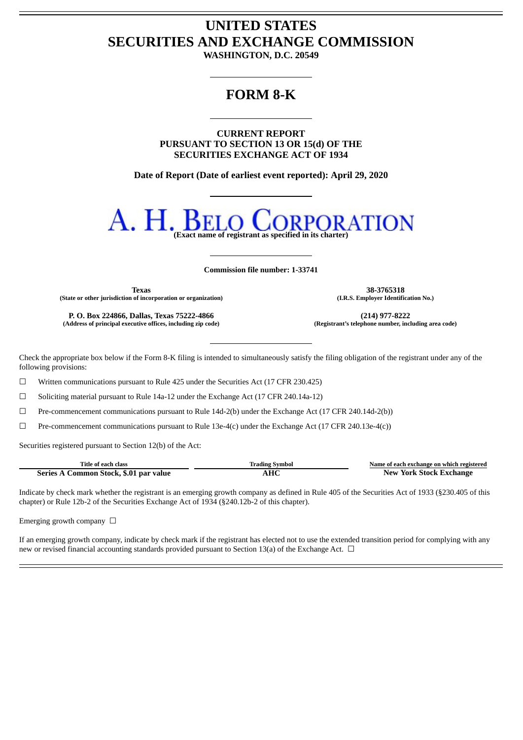# UNITED STATES
# SECURITIES AND EXCHANGE COMMISSION

**WASHINGTON, D.C. 20549**

# FORM 8-K

**CURRENT REPORT**
**PURSUANT TO SECTION 13 OR 15(d) OF THE**
**SECURITIES EXCHANGE ACT OF 1934**

**Date of Report (Date of earliest event reported): April 29, 2020**

# A. H. BELO CORPORATION

**(Exact name of registrant as specified in its charter)**

**Commission file number: 1-33741**

| **Texas** | **38-3765318** |
|---|---|
| **(State or other jurisdiction of incorporation or organization)** | **(I.R.S. Employer Identification No.)** |
| **P. O. Box 224866, Dallas, Texas 75222-4866** | **(214) 977-8222** |
| **(Address of principal executive offices, including zip code)** | **(Registrant's telephone number, including area code)** |

Check the appropriate box below if the Form 8-K filing is intended to simultaneously satisfy the filing obligation of the registrant under any of the following provisions:

☐ Written communications pursuant to Rule 425 under the Securities Act (17 CFR 230.425)

☐ Soliciting material pursuant to Rule 14a-12 under the Exchange Act (17 CFR 240.14a-12)

☐ Pre-commencement communications pursuant to Rule 14d-2(b) under the Exchange Act (17 CFR 240.14d-2(b))

☐ Pre-commencement communications pursuant to Rule 13e-4(c) under the Exchange Act (17 CFR 240.13e-4(c))

Securities registered pursuant to Section 12(b) of the Act:

| Title of each class | Trading Symbol | Name of each exchange on which registered |
|---|---|---|
| **Series A Common Stock, $.01 par value** | **AHC** | **New York Stock Exchange** |

Indicate by check mark whether the registrant is an emerging growth company as defined in Rule 405 of the Securities Act of 1933 (§230.405 of this chapter) or Rule 12b-2 of the Securities Exchange Act of 1934 (§240.12b-2 of this chapter).

Emerging growth company ☐

If an emerging growth company, indicate by check mark if the registrant has elected not to use the extended transition period for complying with any new or revised financial accounting standards provided pursuant to Section 13(a) of the Exchange Act. ☐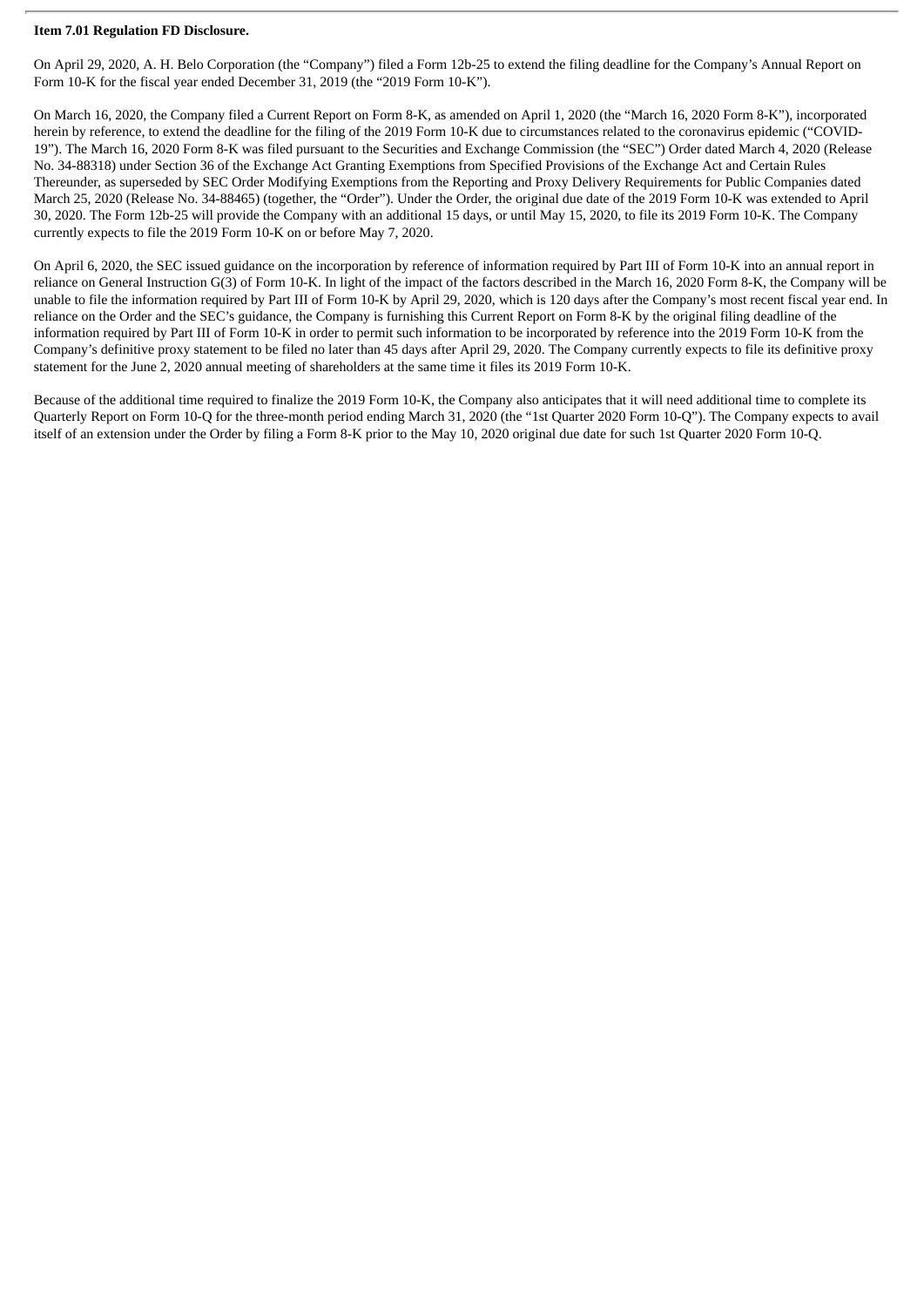**Item 7.01 Regulation FD Disclosure.**

On April 29, 2020, A. H. Belo Corporation (the "Company") filed a Form 12b-25 to extend the filing deadline for the Company's Annual Report on Form 10-K for the fiscal year ended December 31, 2019 (the "2019 Form 10-K").

On March 16, 2020, the Company filed a Current Report on Form 8-K, as amended on April 1, 2020 (the "March 16, 2020 Form 8-K"), incorporated herein by reference, to extend the deadline for the filing of the 2019 Form 10-K due to circumstances related to the coronavirus epidemic ("COVID-19"). The March 16, 2020 Form 8-K was filed pursuant to the Securities and Exchange Commission (the "SEC") Order dated March 4, 2020 (Release No. 34-88318) under Section 36 of the Exchange Act Granting Exemptions from Specified Provisions of the Exchange Act and Certain Rules Thereunder, as superseded by SEC Order Modifying Exemptions from the Reporting and Proxy Delivery Requirements for Public Companies dated March 25, 2020 (Release No. 34-88465) (together, the "Order"). Under the Order, the original due date of the 2019 Form 10-K was extended to April 30, 2020. The Form 12b-25 will provide the Company with an additional 15 days, or until May 15, 2020, to file its 2019 Form 10-K. The Company currently expects to file the 2019 Form 10-K on or before May 7, 2020.

On April 6, 2020, the SEC issued guidance on the incorporation by reference of information required by Part III of Form 10-K into an annual report in reliance on General Instruction G(3) of Form 10-K. In light of the impact of the factors described in the March 16, 2020 Form 8-K, the Company will be unable to file the information required by Part III of Form 10-K by April 29, 2020, which is 120 days after the Company's most recent fiscal year end. In reliance on the Order and the SEC's guidance, the Company is furnishing this Current Report on Form 8-K by the original filing deadline of the information required by Part III of Form 10-K in order to permit such information to be incorporated by reference into the 2019 Form 10-K from the Company's definitive proxy statement to be filed no later than 45 days after April 29, 2020. The Company currently expects to file its definitive proxy statement for the June 2, 2020 annual meeting of shareholders at the same time it files its 2019 Form 10-K.

Because of the additional time required to finalize the 2019 Form 10-K, the Company also anticipates that it will need additional time to complete its Quarterly Report on Form 10-Q for the three-month period ending March 31, 2020 (the "1st Quarter 2020 Form 10-Q"). The Company expects to avail itself of an extension under the Order by filing a Form 8-K prior to the May 10, 2020 original due date for such 1st Quarter 2020 Form 10-Q.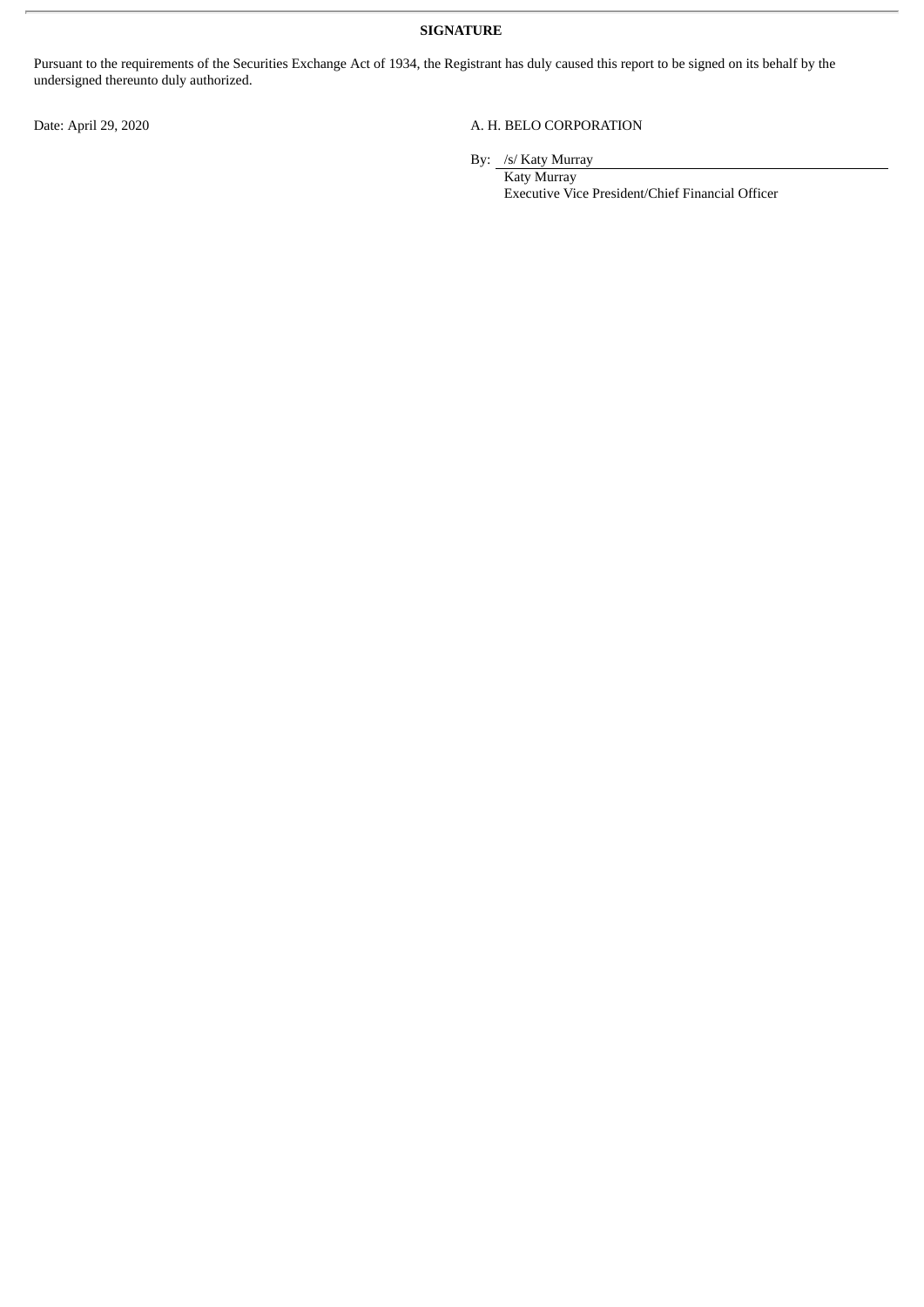**SIGNATURE**

Pursuant to the requirements of the Securities Exchange Act of 1934, the Registrant has duly caused this report to be signed on its behalf by the undersigned thereunto duly authorized.

Date: April 29, 2020

A. H. BELO CORPORATION

By: /s/ Katy Murray  
Katy Murray  
Executive Vice President/Chief Financial Officer